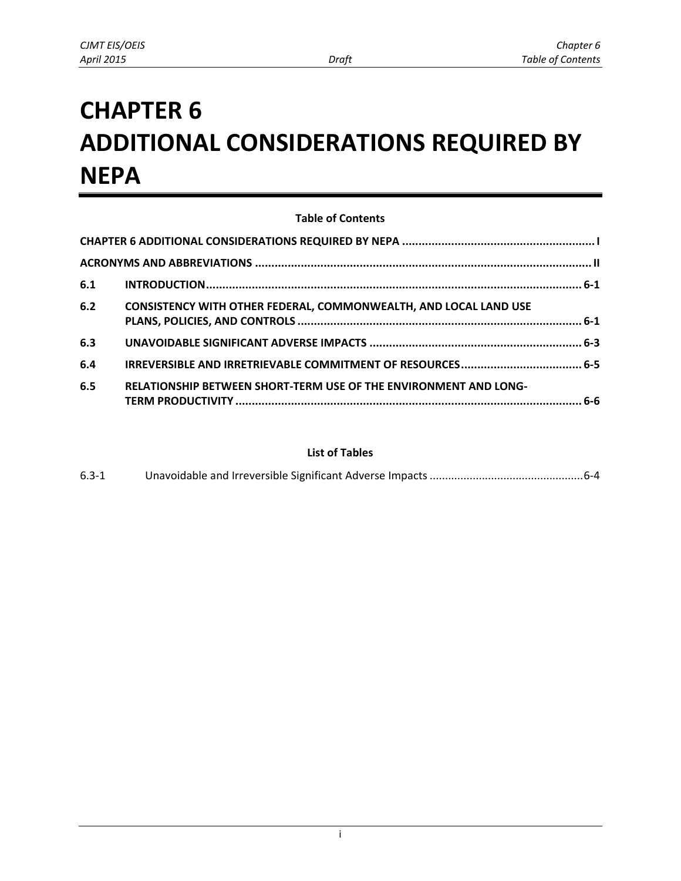# CHAPTER 6 ADDITIONAL CONSIDERATIONS REQUIRED BY NEPA

**Table of Contents**

**CHAPTER 6 ADDITIONAL CONSIDERATIONS REQUIRED BY NEPA ........................................................... I**

**ACRONYMS AND ABBREVIATIONS ....................................................................................................... II**

| | | |
|---|---|---|
| **6.1** | **INTRODUCTION** | **6-1** |
| **6.2** | **CONSISTENCY WITH OTHER FEDERAL, COMMONWEALTH, AND LOCAL LAND USE PLANS, POLICIES, AND CONTROLS** | **6-1** |
| **6.3** | **UNAVOIDABLE SIGNIFICANT ADVERSE IMPACTS** | **6-3** |
| **6.4** | **IRREVERSIBLE AND IRRETRIEVABLE COMMITMENT OF RESOURCES** | **6-5** |
| **6.5** | **RELATIONSHIP BETWEEN SHORT-TERM USE OF THE ENVIRONMENT AND LONG-TERM PRODUCTIVITY** | **6-6** |

**List of Tables**

| | | |
|---|---|---|
| 6.3-1 | Unavoidable and Irreversible Significant Adverse Impacts | 6-4 |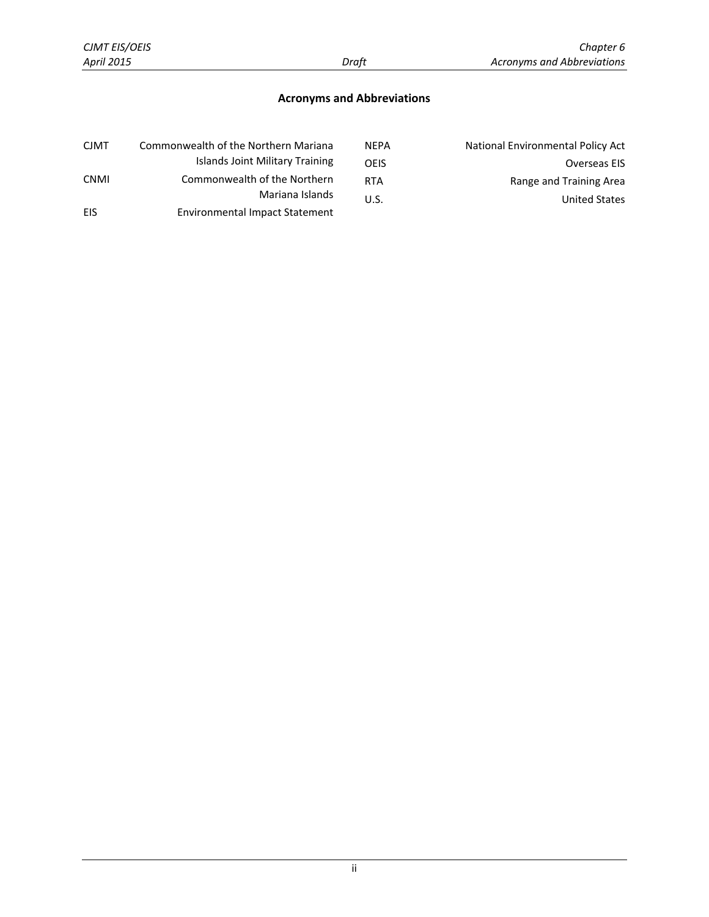## Acronyms and Abbreviations

| Acronym | Definition |
|---|---|
| CJMT | Commonwealth of the Northern Mariana Islands Joint Military Training |
| CNMI | Commonwealth of the Northern Mariana Islands |
| EIS | Environmental Impact Statement |
| NEPA | National Environmental Policy Act |
| OEIS | Overseas EIS |
| RTA | Range and Training Area |
| U.S. | United States |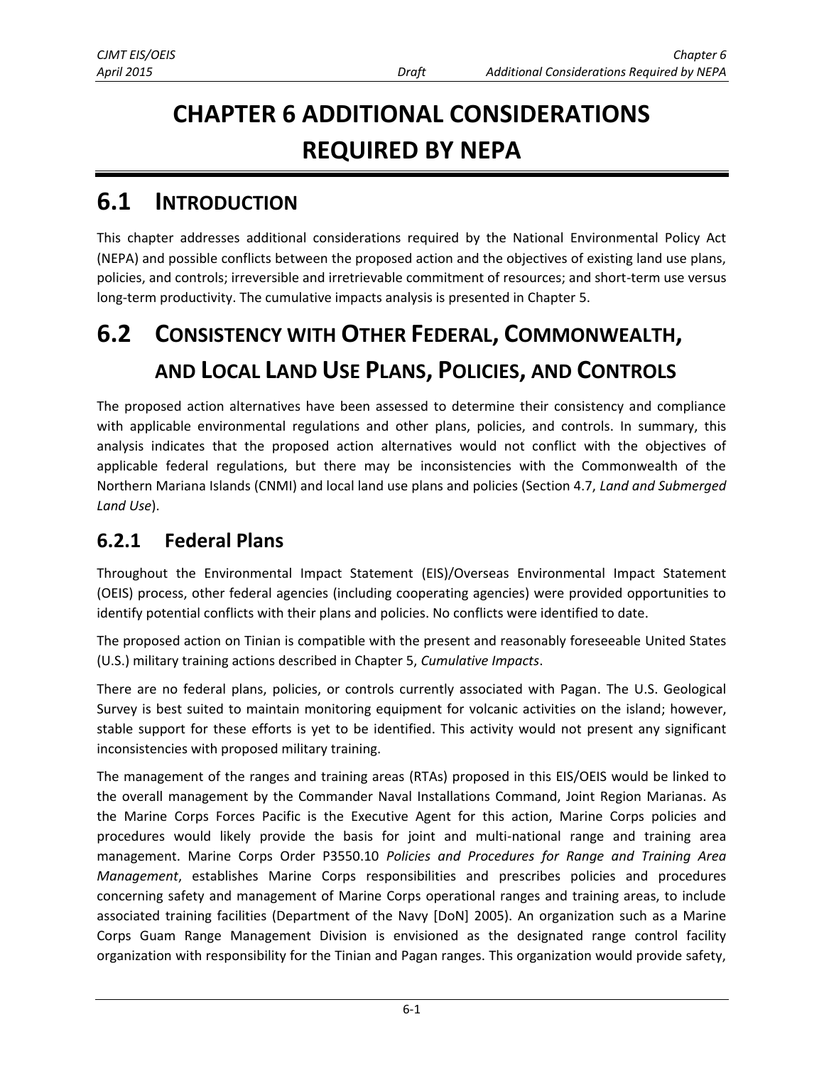# CHAPTER 6 ADDITIONAL CONSIDERATIONS REQUIRED BY NEPA

## 6.1 INTRODUCTION

This chapter addresses additional considerations required by the National Environmental Policy Act (NEPA) and possible conflicts between the proposed action and the objectives of existing land use plans, policies, and controls; irreversible and irretrievable commitment of resources; and short-term use versus long-term productivity. The cumulative impacts analysis is presented in Chapter 5.

## 6.2 CONSISTENCY WITH OTHER FEDERAL, COMMONWEALTH, AND LOCAL LAND USE PLANS, POLICIES, AND CONTROLS

The proposed action alternatives have been assessed to determine their consistency and compliance with applicable environmental regulations and other plans, policies, and controls. In summary, this analysis indicates that the proposed action alternatives would not conflict with the objectives of applicable federal regulations, but there may be inconsistencies with the Commonwealth of the Northern Mariana Islands (CNMI) and local land use plans and policies (Section 4.7, *Land and Submerged Land Use*).

### 6.2.1 Federal Plans

Throughout the Environmental Impact Statement (EIS)/Overseas Environmental Impact Statement (OEIS) process, other federal agencies (including cooperating agencies) were provided opportunities to identify potential conflicts with their plans and policies. No conflicts were identified to date.

The proposed action on Tinian is compatible with the present and reasonably foreseeable United States (U.S.) military training actions described in Chapter 5, *Cumulative Impacts*.

There are no federal plans, policies, or controls currently associated with Pagan. The U.S. Geological Survey is best suited to maintain monitoring equipment for volcanic activities on the island; however, stable support for these efforts is yet to be identified. This activity would not present any significant inconsistencies with proposed military training.

The management of the ranges and training areas (RTAs) proposed in this EIS/OEIS would be linked to the overall management by the Commander Naval Installations Command, Joint Region Marianas. As the Marine Corps Forces Pacific is the Executive Agent for this action, Marine Corps policies and procedures would likely provide the basis for joint and multi-national range and training area management. Marine Corps Order P3550.10 *Policies and Procedures for Range and Training Area Management*, establishes Marine Corps responsibilities and prescribes policies and procedures concerning safety and management of Marine Corps operational ranges and training areas, to include associated training facilities (Department of the Navy [DoN] 2005). An organization such as a Marine Corps Guam Range Management Division is envisioned as the designated range control facility organization with responsibility for the Tinian and Pagan ranges. This organization would provide safety,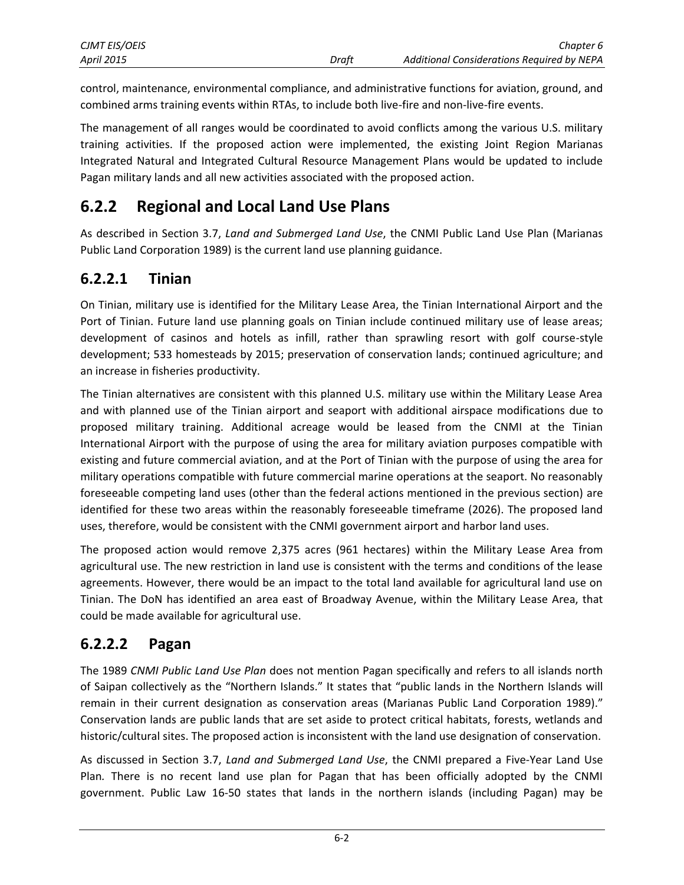control, maintenance, environmental compliance, and administrative functions for aviation, ground, and combined arms training events within RTAs, to include both live-fire and non-live-fire events.

The management of all ranges would be coordinated to avoid conflicts among the various U.S. military training activities. If the proposed action were implemented, the existing Joint Region Marianas Integrated Natural and Integrated Cultural Resource Management Plans would be updated to include Pagan military lands and all new activities associated with the proposed action.

## 6.2.2 Regional and Local Land Use Plans

As described in Section 3.7, *Land and Submerged Land Use*, the CNMI Public Land Use Plan (Marianas Public Land Corporation 1989) is the current land use planning guidance.

### 6.2.2.1 Tinian

On Tinian, military use is identified for the Military Lease Area, the Tinian International Airport and the Port of Tinian. Future land use planning goals on Tinian include continued military use of lease areas; development of casinos and hotels as infill, rather than sprawling resort with golf course-style development; 533 homesteads by 2015; preservation of conservation lands; continued agriculture; and an increase in fisheries productivity.

The Tinian alternatives are consistent with this planned U.S. military use within the Military Lease Area and with planned use of the Tinian airport and seaport with additional airspace modifications due to proposed military training. Additional acreage would be leased from the CNMI at the Tinian International Airport with the purpose of using the area for military aviation purposes compatible with existing and future commercial aviation, and at the Port of Tinian with the purpose of using the area for military operations compatible with future commercial marine operations at the seaport. No reasonably foreseeable competing land uses (other than the federal actions mentioned in the previous section) are identified for these two areas within the reasonably foreseeable timeframe (2026). The proposed land uses, therefore, would be consistent with the CNMI government airport and harbor land uses.

The proposed action would remove 2,375 acres (961 hectares) within the Military Lease Area from agricultural use. The new restriction in land use is consistent with the terms and conditions of the lease agreements. However, there would be an impact to the total land available for agricultural land use on Tinian. The DoN has identified an area east of Broadway Avenue, within the Military Lease Area, that could be made available for agricultural use.

### 6.2.2.2 Pagan

The 1989 *CNMI Public Land Use Plan* does not mention Pagan specifically and refers to all islands north of Saipan collectively as the "Northern Islands." It states that "public lands in the Northern Islands will remain in their current designation as conservation areas (Marianas Public Land Corporation 1989)." Conservation lands are public lands that are set aside to protect critical habitats, forests, wetlands and historic/cultural sites. The proposed action is inconsistent with the land use designation of conservation.

As discussed in Section 3.7, *Land and Submerged Land Use*, the CNMI prepared a Five-Year Land Use Plan. There is no recent land use plan for Pagan that has been officially adopted by the CNMI government. Public Law 16-50 states that lands in the northern islands (including Pagan) may be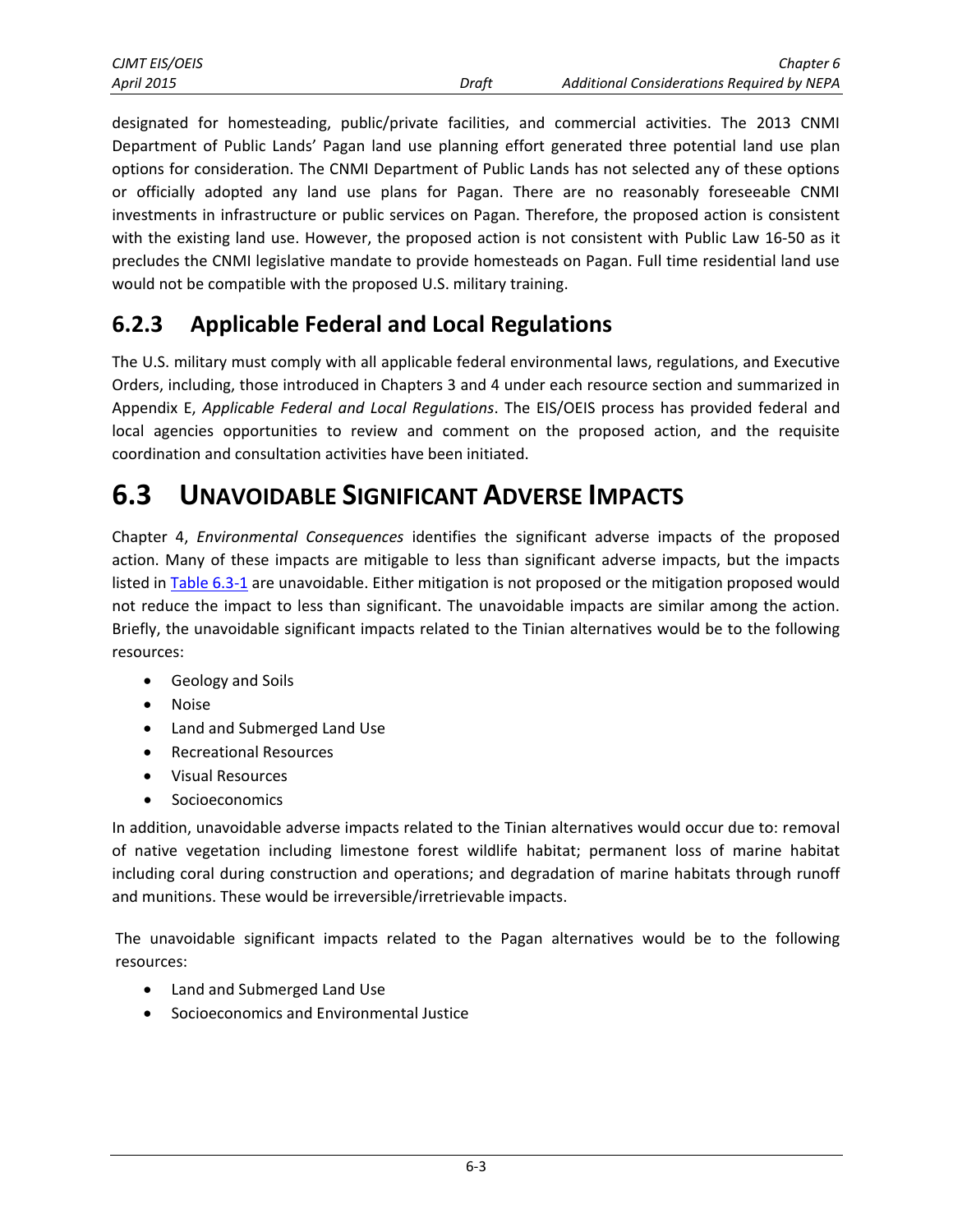designated for homesteading, public/private facilities, and commercial activities. The 2013 CNMI Department of Public Lands' Pagan land use planning effort generated three potential land use plan options for consideration. The CNMI Department of Public Lands has not selected any of these options or officially adopted any land use plans for Pagan. There are no reasonably foreseeable CNMI investments in infrastructure or public services on Pagan. Therefore, the proposed action is consistent with the existing land use. However, the proposed action is not consistent with Public Law 16-50 as it precludes the CNMI legislative mandate to provide homesteads on Pagan. Full time residential land use would not be compatible with the proposed U.S. military training.

### 6.2.3 Applicable Federal and Local Regulations

The U.S. military must comply with all applicable federal environmental laws, regulations, and Executive Orders, including, those introduced in Chapters 3 and 4 under each resource section and summarized in Appendix E, *Applicable Federal and Local Regulations*. The EIS/OEIS process has provided federal and local agencies opportunities to review and comment on the proposed action, and the requisite coordination and consultation activities have been initiated.

## 6.3 UNAVOIDABLE SIGNIFICANT ADVERSE IMPACTS

Chapter 4, *Environmental Consequences* identifies the significant adverse impacts of the proposed action. Many of these impacts are mitigable to less than significant adverse impacts, but the impacts listed in Table 6.3-1 are unavoidable. Either mitigation is not proposed or the mitigation proposed would not reduce the impact to less than significant. The unavoidable impacts are similar among the action. Briefly, the unavoidable significant impacts related to the Tinian alternatives would be to the following resources:

- Geology and Soils
- Noise
- Land and Submerged Land Use
- Recreational Resources
- Visual Resources
- Socioeconomics

In addition, unavoidable adverse impacts related to the Tinian alternatives would occur due to: removal of native vegetation including limestone forest wildlife habitat; permanent loss of marine habitat including coral during construction and operations; and degradation of marine habitats through runoff and munitions. These would be irreversible/irretrievable impacts.

The unavoidable significant impacts related to the Pagan alternatives would be to the following resources:

- Land and Submerged Land Use
- Socioeconomics and Environmental Justice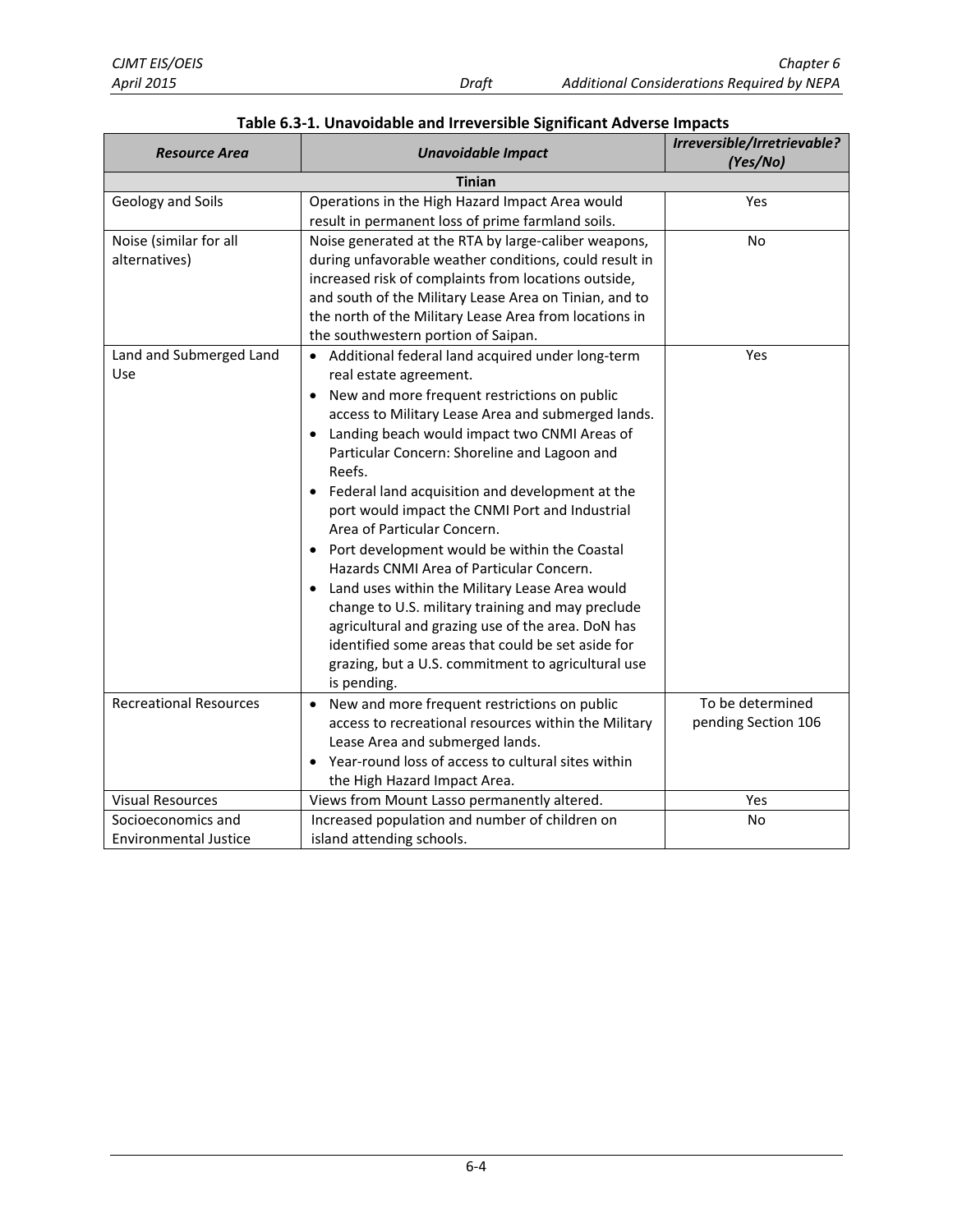**Table 6.3-1. Unavoidable and Irreversible Significant Adverse Impacts**

| *Resource Area* | *Unavoidable Impact* | *Irreversible/Irretrievable? (Yes/No)* |
|---|---|---|
| **Tinian** | | |
| Geology and Soils | Operations in the High Hazard Impact Area would result in permanent loss of prime farmland soils. | Yes |
| Noise (similar for all alternatives) | Noise generated at the RTA by large-caliber weapons, during unfavorable weather conditions, could result in increased risk of complaints from locations outside, and south of the Military Lease Area on Tinian, and to the north of the Military Lease Area from locations in the southwestern portion of Saipan. | No |
| Land and Submerged Land Use | • Additional federal land acquired under long-term real estate agreement.<br>• New and more frequent restrictions on public access to Military Lease Area and submerged lands.<br>• Landing beach would impact two CNMI Areas of Particular Concern: Shoreline and Lagoon and Reefs.<br>• Federal land acquisition and development at the port would impact the CNMI Port and Industrial Area of Particular Concern.<br>• Port development would be within the Coastal Hazards CNMI Area of Particular Concern.<br>• Land uses within the Military Lease Area would change to U.S. military training and may preclude agricultural and grazing use of the area. DoN has identified some areas that could be set aside for grazing, but a U.S. commitment to agricultural use is pending. | Yes |
| Recreational Resources | • New and more frequent restrictions on public access to recreational resources within the Military Lease Area and submerged lands.<br>• Year-round loss of access to cultural sites within the High Hazard Impact Area. | To be determined pending Section 106 |
| Visual Resources | Views from Mount Lasso permanently altered. | Yes |
| Socioeconomics and Environmental Justice | Increased population and number of children on island attending schools. | No |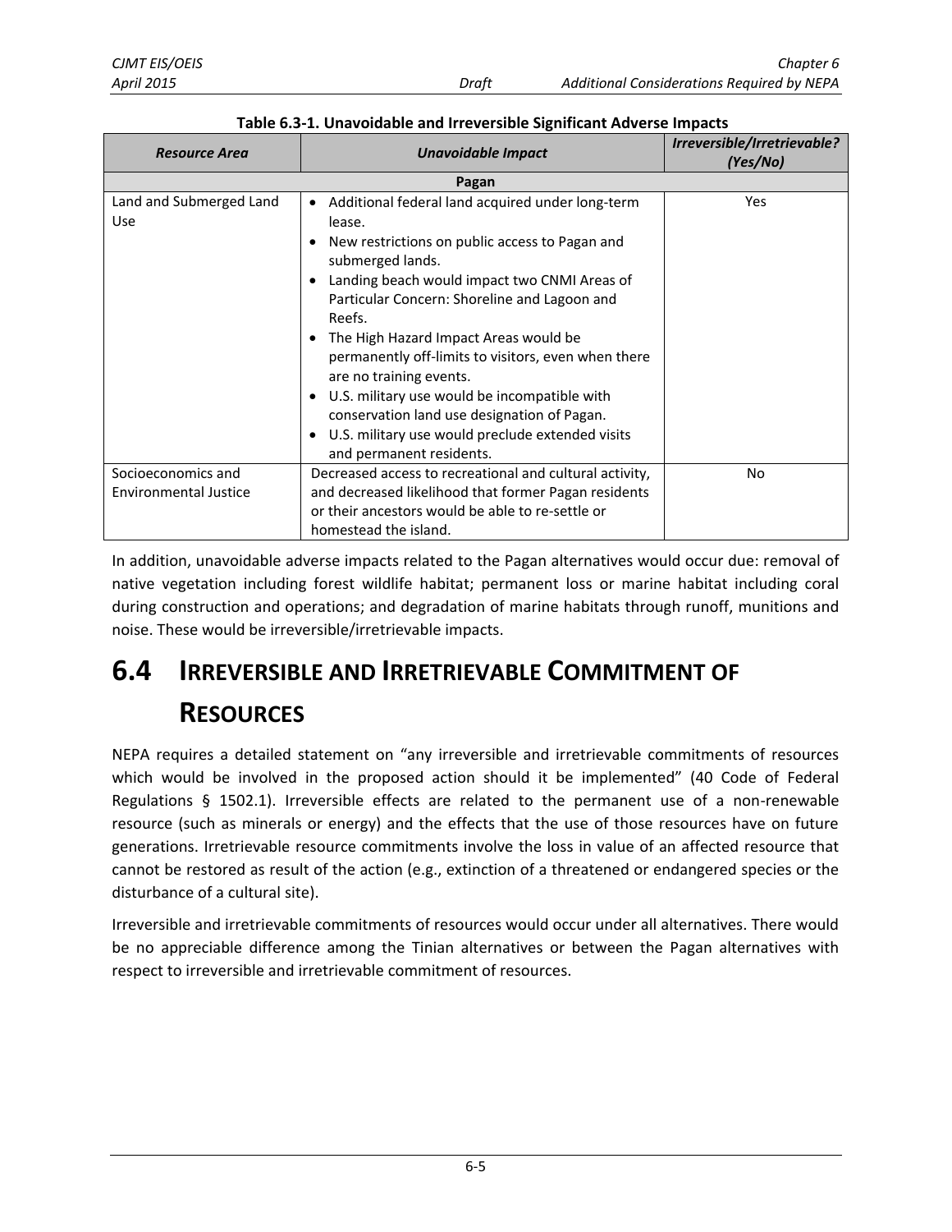**Table 6.3-1. Unavoidable and Irreversible Significant Adverse Impacts**

| *Resource Area* | *Unavoidable Impact* | *Irreversible/Irretrievable? (Yes/No)* |
|---|---|---|
| **Pagan** | | |
| Land and Submerged Land Use | • Additional federal land acquired under long-term lease.<br>• New restrictions on public access to Pagan and submerged lands.<br>• Landing beach would impact two CNMI Areas of Particular Concern: Shoreline and Lagoon and Reefs.<br>• The High Hazard Impact Areas would be permanently off-limits to visitors, even when there are no training events.<br>• U.S. military use would be incompatible with conservation land use designation of Pagan.<br>• U.S. military use would preclude extended visits and permanent residents. | Yes |
| Socioeconomics and Environmental Justice | Decreased access to recreational and cultural activity, and decreased likelihood that former Pagan residents or their ancestors would be able to re-settle or homestead the island. | No |

In addition, unavoidable adverse impacts related to the Pagan alternatives would occur due: removal of native vegetation including forest wildlife habitat; permanent loss or marine habitat including coral during construction and operations; and degradation of marine habitats through runoff, munitions and noise. These would be irreversible/irretrievable impacts.

# 6.4 IRREVERSIBLE AND IRRETRIEVABLE COMMITMENT OF RESOURCES

NEPA requires a detailed statement on "any irreversible and irretrievable commitments of resources which would be involved in the proposed action should it be implemented" (40 Code of Federal Regulations § 1502.1). Irreversible effects are related to the permanent use of a non-renewable resource (such as minerals or energy) and the effects that the use of those resources have on future generations. Irretrievable resource commitments involve the loss in value of an affected resource that cannot be restored as result of the action (e.g., extinction of a threatened or endangered species or the disturbance of a cultural site).

Irreversible and irretrievable commitments of resources would occur under all alternatives. There would be no appreciable difference among the Tinian alternatives or between the Pagan alternatives with respect to irreversible and irretrievable commitment of resources.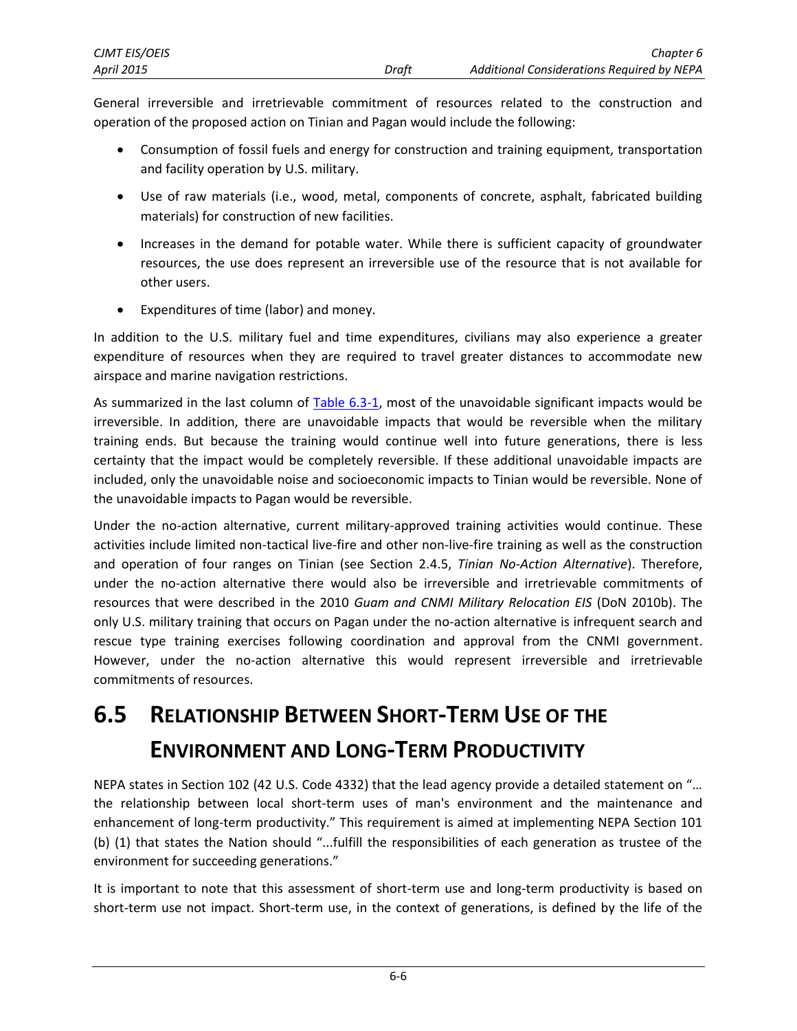General irreversible and irretrievable commitment of resources related to the construction and operation of the proposed action on Tinian and Pagan would include the following:

- Consumption of fossil fuels and energy for construction and training equipment, transportation and facility operation by U.S. military.
- Use of raw materials (i.e., wood, metal, components of concrete, asphalt, fabricated building materials) for construction of new facilities.
- Increases in the demand for potable water. While there is sufficient capacity of groundwater resources, the use does represent an irreversible use of the resource that is not available for other users.
- Expenditures of time (labor) and money.

In addition to the U.S. military fuel and time expenditures, civilians may also experience a greater expenditure of resources when they are required to travel greater distances to accommodate new airspace and marine navigation restrictions.

As summarized in the last column of Table 6.3-1, most of the unavoidable significant impacts would be irreversible. In addition, there are unavoidable impacts that would be reversible when the military training ends. But because the training would continue well into future generations, there is less certainty that the impact would be completely reversible. If these additional unavoidable impacts are included, only the unavoidable noise and socioeconomic impacts to Tinian would be reversible. None of the unavoidable impacts to Pagan would be reversible.

Under the no-action alternative, current military-approved training activities would continue. These activities include limited non-tactical live-fire and other non-live-fire training as well as the construction and operation of four ranges on Tinian (see Section 2.4.5, *Tinian No-Action Alternative*). Therefore, under the no-action alternative there would also be irreversible and irretrievable commitments of resources that were described in the 2010 *Guam and CNMI Military Relocation EIS* (DoN 2010b). The only U.S. military training that occurs on Pagan under the no-action alternative is infrequent search and rescue type training exercises following coordination and approval from the CNMI government. However, under the no-action alternative this would represent irreversible and irretrievable commitments of resources.

## 6.5 Relationship Between Short-Term Use of the Environment and Long-Term Productivity

NEPA states in Section 102 (42 U.S. Code 4332) that the lead agency provide a detailed statement on "… the relationship between local short-term uses of man's environment and the maintenance and enhancement of long-term productivity." This requirement is aimed at implementing NEPA Section 101 (b) (1) that states the Nation should "...fulfill the responsibilities of each generation as trustee of the environment for succeeding generations."

It is important to note that this assessment of short-term use and long-term productivity is based on short-term use not impact. Short-term use, in the context of generations, is defined by the life of the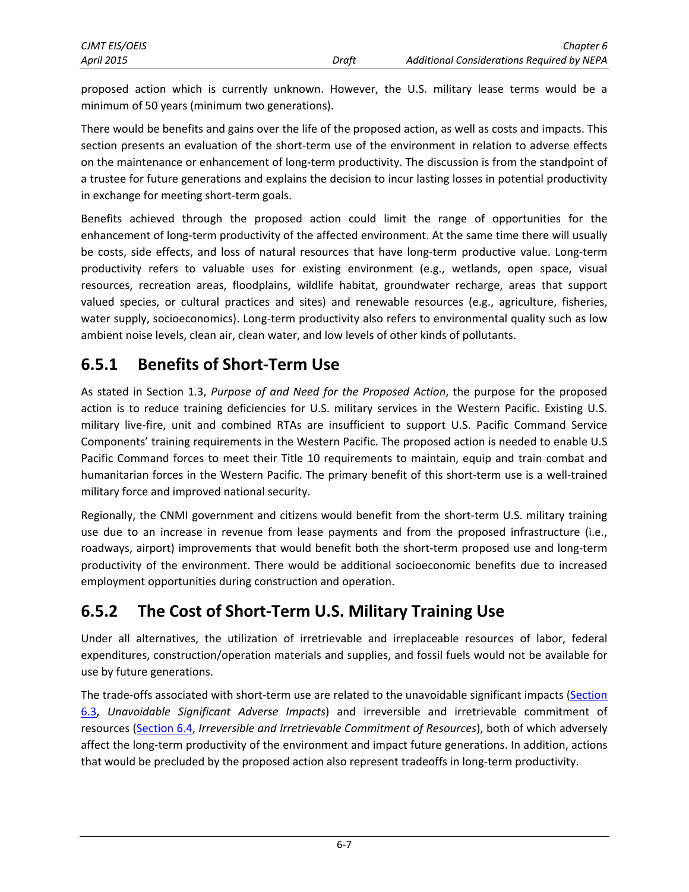proposed action which is currently unknown. However, the U.S. military lease terms would be a minimum of 50 years (minimum two generations).

There would be benefits and gains over the life of the proposed action, as well as costs and impacts. This section presents an evaluation of the short-term use of the environment in relation to adverse effects on the maintenance or enhancement of long-term productivity. The discussion is from the standpoint of a trustee for future generations and explains the decision to incur lasting losses in potential productivity in exchange for meeting short-term goals.

Benefits achieved through the proposed action could limit the range of opportunities for the enhancement of long-term productivity of the affected environment. At the same time there will usually be costs, side effects, and loss of natural resources that have long-term productive value. Long-term productivity refers to valuable uses for existing environment (e.g., wetlands, open space, visual resources, recreation areas, floodplains, wildlife habitat, groundwater recharge, areas that support valued species, or cultural practices and sites) and renewable resources (e.g., agriculture, fisheries, water supply, socioeconomics). Long-term productivity also refers to environmental quality such as low ambient noise levels, clean air, clean water, and low levels of other kinds of pollutants.

## 6.5.1 Benefits of Short-Term Use

As stated in Section 1.3, *Purpose of and Need for the Proposed Action*, the purpose for the proposed action is to reduce training deficiencies for U.S. military services in the Western Pacific. Existing U.S. military live-fire, unit and combined RTAs are insufficient to support U.S. Pacific Command Service Components' training requirements in the Western Pacific. The proposed action is needed to enable U.S Pacific Command forces to meet their Title 10 requirements to maintain, equip and train combat and humanitarian forces in the Western Pacific. The primary benefit of this short-term use is a well-trained military force and improved national security.

Regionally, the CNMI government and citizens would benefit from the short-term U.S. military training use due to an increase in revenue from lease payments and from the proposed infrastructure (i.e., roadways, airport) improvements that would benefit both the short-term proposed use and long-term productivity of the environment. There would be additional socioeconomic benefits due to increased employment opportunities during construction and operation.

## 6.5.2 The Cost of Short-Term U.S. Military Training Use

Under all alternatives, the utilization of irretrievable and irreplaceable resources of labor, federal expenditures, construction/operation materials and supplies, and fossil fuels would not be available for use by future generations.

The trade-offs associated with short-term use are related to the unavoidable significant impacts (Section 6.3, *Unavoidable Significant Adverse Impacts*) and irreversible and irretrievable commitment of resources (Section 6.4, *Irreversible and Irretrievable Commitment of Resources*), both of which adversely affect the long-term productivity of the environment and impact future generations. In addition, actions that would be precluded by the proposed action also represent tradeoffs in long-term productivity.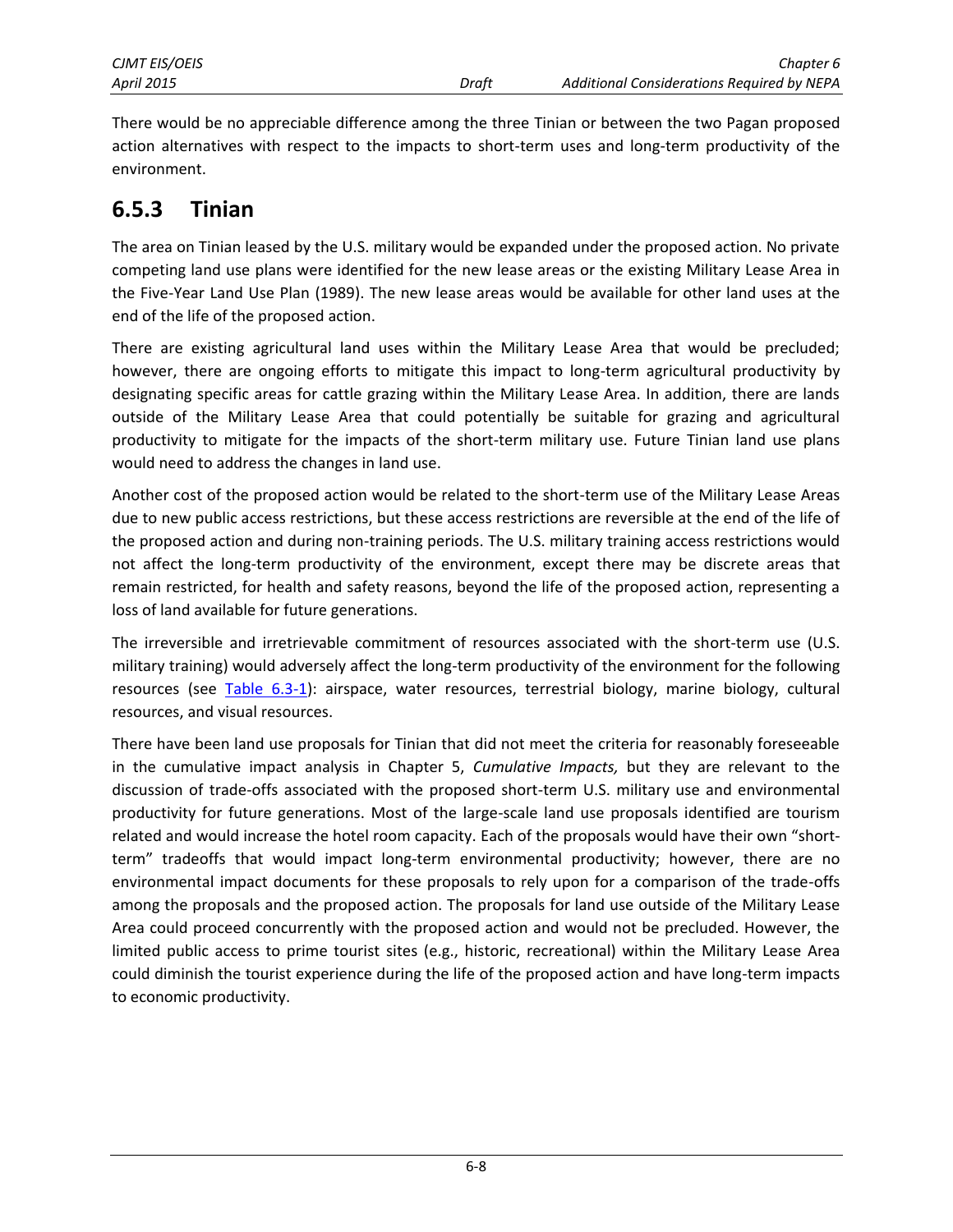There would be no appreciable difference among the three Tinian or between the two Pagan proposed action alternatives with respect to the impacts to short-term uses and long-term productivity of the environment.

## 6.5.3 Tinian

The area on Tinian leased by the U.S. military would be expanded under the proposed action. No private competing land use plans were identified for the new lease areas or the existing Military Lease Area in the Five-Year Land Use Plan (1989). The new lease areas would be available for other land uses at the end of the life of the proposed action.

There are existing agricultural land uses within the Military Lease Area that would be precluded; however, there are ongoing efforts to mitigate this impact to long-term agricultural productivity by designating specific areas for cattle grazing within the Military Lease Area. In addition, there are lands outside of the Military Lease Area that could potentially be suitable for grazing and agricultural productivity to mitigate for the impacts of the short-term military use. Future Tinian land use plans would need to address the changes in land use.

Another cost of the proposed action would be related to the short-term use of the Military Lease Areas due to new public access restrictions, but these access restrictions are reversible at the end of the life of the proposed action and during non-training periods. The U.S. military training access restrictions would not affect the long-term productivity of the environment, except there may be discrete areas that remain restricted, for health and safety reasons, beyond the life of the proposed action, representing a loss of land available for future generations.

The irreversible and irretrievable commitment of resources associated with the short-term use (U.S. military training) would adversely affect the long-term productivity of the environment for the following resources (see Table 6.3-1): airspace, water resources, terrestrial biology, marine biology, cultural resources, and visual resources.

There have been land use proposals for Tinian that did not meet the criteria for reasonably foreseeable in the cumulative impact analysis in Chapter 5, *Cumulative Impacts,* but they are relevant to the discussion of trade-offs associated with the proposed short-term U.S. military use and environmental productivity for future generations. Most of the large-scale land use proposals identified are tourism related and would increase the hotel room capacity. Each of the proposals would have their own "short-term" tradeoffs that would impact long-term environmental productivity; however, there are no environmental impact documents for these proposals to rely upon for a comparison of the trade-offs among the proposals and the proposed action. The proposals for land use outside of the Military Lease Area could proceed concurrently with the proposed action and would not be precluded. However, the limited public access to prime tourist sites (e.g., historic, recreational) within the Military Lease Area could diminish the tourist experience during the life of the proposed action and have long-term impacts to economic productivity.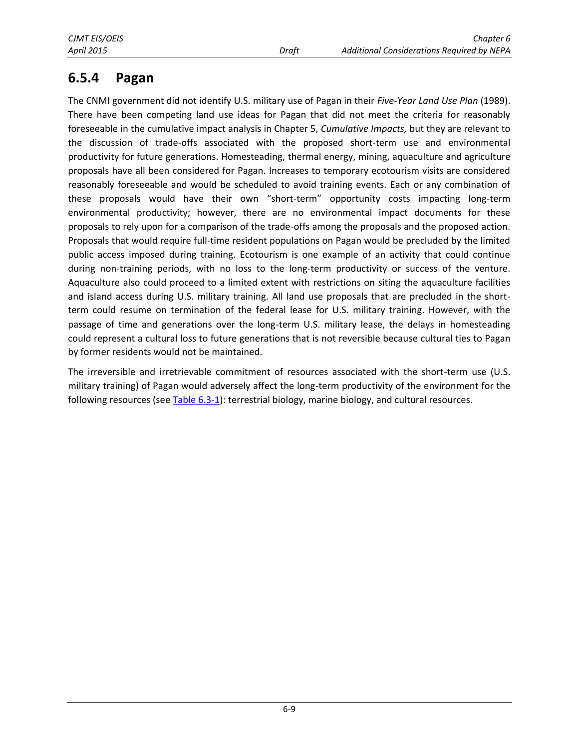### 6.5.4 Pagan

The CNMI government did not identify U.S. military use of Pagan in their *Five-Year Land Use Plan* (1989). There have been competing land use ideas for Pagan that did not meet the criteria for reasonably foreseeable in the cumulative impact analysis in Chapter 5, *Cumulative Impacts,* but they are relevant to the discussion of trade-offs associated with the proposed short-term use and environmental productivity for future generations. Homesteading, thermal energy, mining, aquaculture and agriculture proposals have all been considered for Pagan. Increases to temporary ecotourism visits are considered reasonably foreseeable and would be scheduled to avoid training events. Each or any combination of these proposals would have their own "short-term" opportunity costs impacting long-term environmental productivity; however, there are no environmental impact documents for these proposals to rely upon for a comparison of the trade-offs among the proposals and the proposed action. Proposals that would require full-time resident populations on Pagan would be precluded by the limited public access imposed during training. Ecotourism is one example of an activity that could continue during non-training periods, with no loss to the long-term productivity or success of the venture. Aquaculture also could proceed to a limited extent with restrictions on siting the aquaculture facilities and island access during U.S. military training. All land use proposals that are precluded in the short-term could resume on termination of the federal lease for U.S. military training. However, with the passage of time and generations over the long-term U.S. military lease, the delays in homesteading could represent a cultural loss to future generations that is not reversible because cultural ties to Pagan by former residents would not be maintained.

The irreversible and irretrievable commitment of resources associated with the short-term use (U.S. military training) of Pagan would adversely affect the long-term productivity of the environment for the following resources (see Table 6.3-1): terrestrial biology, marine biology, and cultural resources.